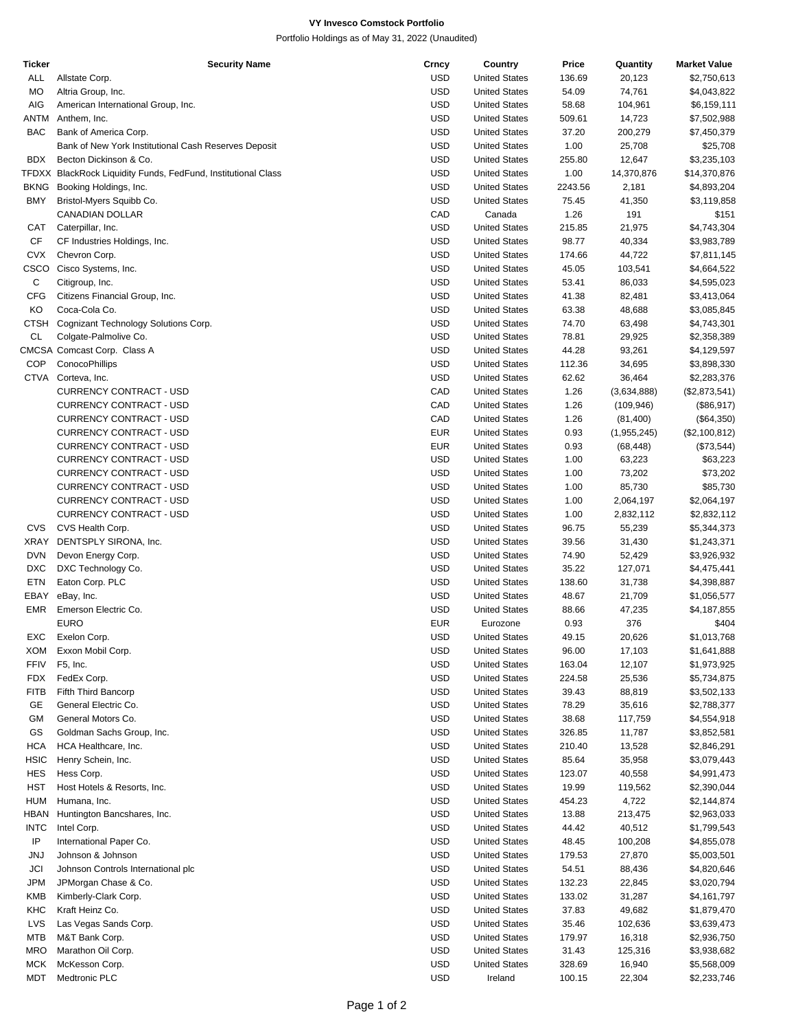**VY Invesco Comstock Portfolio**

Portfolio Holdings as of May 31, 2022 (Unaudited)

| Ticker | Security Name | Crncy | Country | Price | Quantity | Market Value |
|---|---|---|---|---|---|---|
| ALL | Allstate Corp. | USD | United States | 136.69 | 20,123 | $2,750,613 |
| MO | Altria Group, Inc. | USD | United States | 54.09 | 74,761 | $4,043,822 |
| AIG | American International Group, Inc. | USD | United States | 58.68 | 104,961 | $6,159,111 |
| ANTM | Anthem, Inc. | USD | United States | 509.61 | 14,723 | $7,502,988 |
| BAC | Bank of America Corp. | USD | United States | 37.20 | 200,279 | $7,450,379 |
| | Bank of New York Institutional Cash Reserves Deposit | USD | United States | 1.00 | 25,708 | $25,708 |
| BDX | Becton Dickinson & Co. | USD | United States | 255.80 | 12,647 | $3,235,103 |
| TFDXX | BlackRock Liquidity Funds, FedFund, Institutional Class | USD | United States | 1.00 | 14,370,876 | $14,370,876 |
| BKNG | Booking Holdings, Inc. | USD | United States | 2243.56 | 2,181 | $4,893,204 |
| BMY | Bristol-Myers Squibb Co. | USD | United States | 75.45 | 41,350 | $3,119,858 |
| | CANADIAN DOLLAR | CAD | Canada | 1.26 | 191 | $151 |
| CAT | Caterpillar, Inc. | USD | United States | 215.85 | 21,975 | $4,743,304 |
| CF | CF Industries Holdings, Inc. | USD | United States | 98.77 | 40,334 | $3,983,789 |
| CVX | Chevron Corp. | USD | United States | 174.66 | 44,722 | $7,811,145 |
| CSCO | Cisco Systems, Inc. | USD | United States | 45.05 | 103,541 | $4,664,522 |
| C | Citigroup, Inc. | USD | United States | 53.41 | 86,033 | $4,595,023 |
| CFG | Citizens Financial Group, Inc. | USD | United States | 41.38 | 82,481 | $3,413,064 |
| KO | Coca-Cola Co. | USD | United States | 63.38 | 48,688 | $3,085,845 |
| CTSH | Cognizant Technology Solutions Corp. | USD | United States | 74.70 | 63,498 | $4,743,301 |
| CL | Colgate-Palmolive Co. | USD | United States | 78.81 | 29,925 | $2,358,389 |
| CMCSA | Comcast Corp. Class A | USD | United States | 44.28 | 93,261 | $4,129,597 |
| COP | ConocoPhillips | USD | United States | 112.36 | 34,695 | $3,898,330 |
| CTVA | Corteva, Inc. | USD | United States | 62.62 | 36,464 | $2,283,376 |
| | CURRENCY CONTRACT - USD | CAD | United States | 1.26 | (3,634,888) | ($2,873,541) |
| | CURRENCY CONTRACT - USD | CAD | United States | 1.26 | (109,946) | ($86,917) |
| | CURRENCY CONTRACT - USD | CAD | United States | 1.26 | (81,400) | ($64,350) |
| | CURRENCY CONTRACT - USD | EUR | United States | 0.93 | (1,955,245) | ($2,100,812) |
| | CURRENCY CONTRACT - USD | EUR | United States | 0.93 | (68,448) | ($73,544) |
| | CURRENCY CONTRACT - USD | USD | United States | 1.00 | 63,223 | $63,223 |
| | CURRENCY CONTRACT - USD | USD | United States | 1.00 | 73,202 | $73,202 |
| | CURRENCY CONTRACT - USD | USD | United States | 1.00 | 85,730 | $85,730 |
| | CURRENCY CONTRACT - USD | USD | United States | 1.00 | 2,064,197 | $2,064,197 |
| | CURRENCY CONTRACT - USD | USD | United States | 1.00 | 2,832,112 | $2,832,112 |
| CVS | CVS Health Corp. | USD | United States | 96.75 | 55,239 | $5,344,373 |
| XRAY | DENTSPLY SIRONA, Inc. | USD | United States | 39.56 | 31,430 | $1,243,371 |
| DVN | Devon Energy Corp. | USD | United States | 74.90 | 52,429 | $3,926,932 |
| DXC | DXC Technology Co. | USD | United States | 35.22 | 127,071 | $4,475,441 |
| ETN | Eaton Corp. PLC | USD | United States | 138.60 | 31,738 | $4,398,887 |
| EBAY | eBay, Inc. | USD | United States | 48.67 | 21,709 | $1,056,577 |
| EMR | Emerson Electric Co. | USD | United States | 88.66 | 47,235 | $4,187,855 |
| | EURO | EUR | Eurozone | 0.93 | 376 | $404 |
| EXC | Exelon Corp. | USD | United States | 49.15 | 20,626 | $1,013,768 |
| XOM | Exxon Mobil Corp. | USD | United States | 96.00 | 17,103 | $1,641,888 |
| FFIV | F5, Inc. | USD | United States | 163.04 | 12,107 | $1,973,925 |
| FDX | FedEx Corp. | USD | United States | 224.58 | 25,536 | $5,734,875 |
| FITB | Fifth Third Bancorp | USD | United States | 39.43 | 88,819 | $3,502,133 |
| GE | General Electric Co. | USD | United States | 78.29 | 35,616 | $2,788,377 |
| GM | General Motors Co. | USD | United States | 38.68 | 117,759 | $4,554,918 |
| GS | Goldman Sachs Group, Inc. | USD | United States | 326.85 | 11,787 | $3,852,581 |
| HCA | HCA Healthcare, Inc. | USD | United States | 210.40 | 13,528 | $2,846,291 |
| HSIC | Henry Schein, Inc. | USD | United States | 85.64 | 35,958 | $3,079,443 |
| HES | Hess Corp. | USD | United States | 123.07 | 40,558 | $4,991,473 |
| HST | Host Hotels & Resorts, Inc. | USD | United States | 19.99 | 119,562 | $2,390,044 |
| HUM | Humana, Inc. | USD | United States | 454.23 | 4,722 | $2,144,874 |
| HBAN | Huntington Bancshares, Inc. | USD | United States | 13.88 | 213,475 | $2,963,033 |
| INTC | Intel Corp. | USD | United States | 44.42 | 40,512 | $1,799,543 |
| IP | International Paper Co. | USD | United States | 48.45 | 100,208 | $4,855,078 |
| JNJ | Johnson & Johnson | USD | United States | 179.53 | 27,870 | $5,003,501 |
| JCI | Johnson Controls International plc | USD | United States | 54.51 | 88,436 | $4,820,646 |
| JPM | JPMorgan Chase & Co. | USD | United States | 132.23 | 22,845 | $3,020,794 |
| KMB | Kimberly-Clark Corp. | USD | United States | 133.02 | 31,287 | $4,161,797 |
| KHC | Kraft Heinz Co. | USD | United States | 37.83 | 49,682 | $1,879,470 |
| LVS | Las Vegas Sands Corp. | USD | United States | 35.46 | 102,636 | $3,639,473 |
| MTB | M&T Bank Corp. | USD | United States | 179.97 | 16,318 | $2,936,750 |
| MRO | Marathon Oil Corp. | USD | United States | 31.43 | 125,316 | $3,938,682 |
| MCK | McKesson Corp. | USD | United States | 328.69 | 16,940 | $5,568,009 |
| MDT | Medtronic PLC | USD | Ireland | 100.15 | 22,304 | $2,233,746 |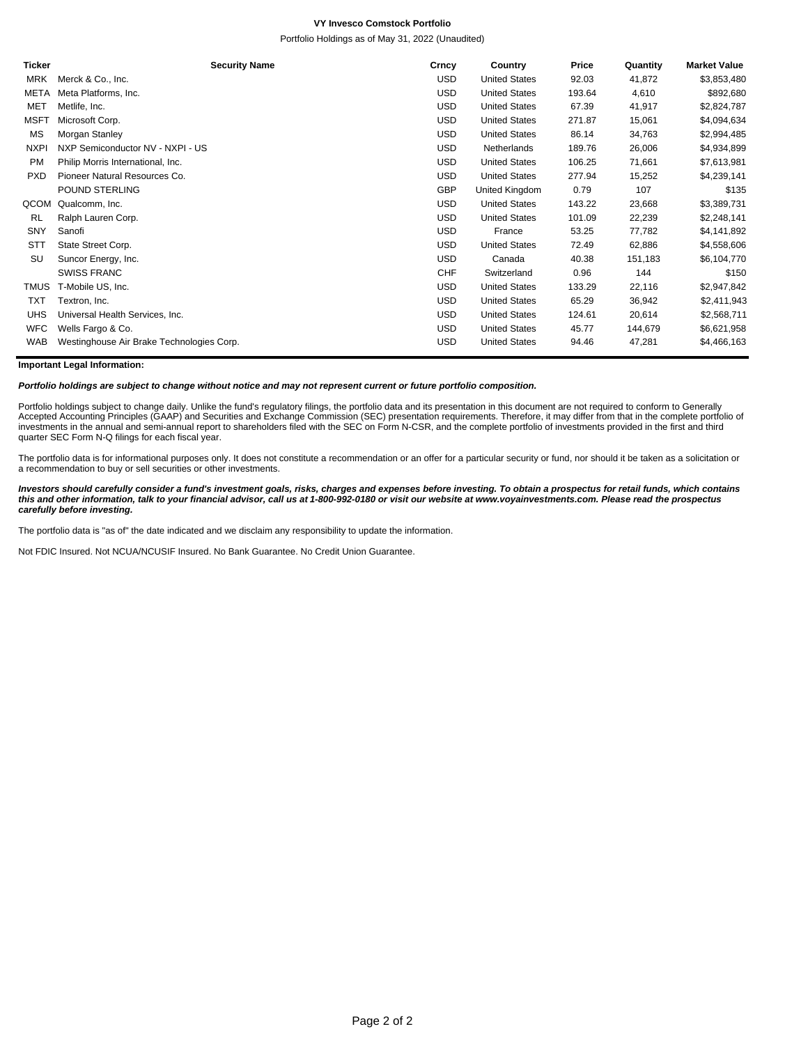**VY Invesco Comstock Portfolio**

Portfolio Holdings as of May 31, 2022 (Unaudited)

| Ticker | Security Name | Crncy | Country | Price | Quantity | Market Value |
|---|---|---|---|---|---|---|
| MRK | Merck & Co., Inc. | USD | United States | 92.03 | 41,872 | $3,853,480 |
| META | Meta Platforms, Inc. | USD | United States | 193.64 | 4,610 | $892,680 |
| MET | Metlife, Inc. | USD | United States | 67.39 | 41,917 | $2,824,787 |
| MSFT | Microsoft Corp. | USD | United States | 271.87 | 15,061 | $4,094,634 |
| MS | Morgan Stanley | USD | United States | 86.14 | 34,763 | $2,994,485 |
| NXPI | NXP Semiconductor NV - NXPI - US | USD | Netherlands | 189.76 | 26,006 | $4,934,899 |
| PM | Philip Morris International, Inc. | USD | United States | 106.25 | 71,661 | $7,613,981 |
| PXD | Pioneer Natural Resources Co. | USD | United States | 277.94 | 15,252 | $4,239,141 |
| | POUND STERLING | GBP | United Kingdom | 0.79 | 107 | $135 |
| QCOM | Qualcomm, Inc. | USD | United States | 143.22 | 23,668 | $3,389,731 |
| RL | Ralph Lauren Corp. | USD | United States | 101.09 | 22,239 | $2,248,141 |
| SNY | Sanofi | USD | France | 53.25 | 77,782 | $4,141,892 |
| STT | State Street Corp. | USD | United States | 72.49 | 62,886 | $4,558,606 |
| SU | Suncor Energy, Inc. | USD | Canada | 40.38 | 151,183 | $6,104,770 |
| | SWISS FRANC | CHF | Switzerland | 0.96 | 144 | $150 |
| TMUS | T-Mobile US, Inc. | USD | United States | 133.29 | 22,116 | $2,947,842 |
| TXT | Textron, Inc. | USD | United States | 65.29 | 36,942 | $2,411,943 |
| UHS | Universal Health Services, Inc. | USD | United States | 124.61 | 20,614 | $2,568,711 |
| WFC | Wells Fargo & Co. | USD | United States | 45.77 | 144,679 | $6,621,958 |
| WAB | Westinghouse Air Brake Technologies Corp. | USD | United States | 94.46 | 47,281 | $4,466,163 |

**Important Legal Information:**

***Portfolio holdings are subject to change without notice and may not represent current or future portfolio composition.***

Portfolio holdings subject to change daily. Unlike the fund's regulatory filings, the portfolio data and its presentation in this document are not required to conform to Generally Accepted Accounting Principles (GAAP) and Securities and Exchange Commission (SEC) presentation requirements. Therefore, it may differ from that in the complete portfolio of investments in the annual and semi-annual report to shareholders filed with the SEC on Form N-CSR, and the complete portfolio of investments provided in the first and third quarter SEC Form N-Q filings for each fiscal year.

The portfolio data is for informational purposes only. It does not constitute a recommendation or an offer for a particular security or fund, nor should it be taken as a solicitation or a recommendation to buy or sell securities or other investments.

***Investors should carefully consider a fund's investment goals, risks, charges and expenses before investing. To obtain a prospectus for retail funds, which contains this and other information, talk to your financial advisor, call us at 1-800-992-0180 or visit our website at www.voyainvestments.com. Please read the prospectus carefully before investing.***

The portfolio data is "as of" the date indicated and we disclaim any responsibility to update the information.

Not FDIC Insured. Not NCUA/NCUSIF Insured. No Bank Guarantee. No Credit Union Guarantee.